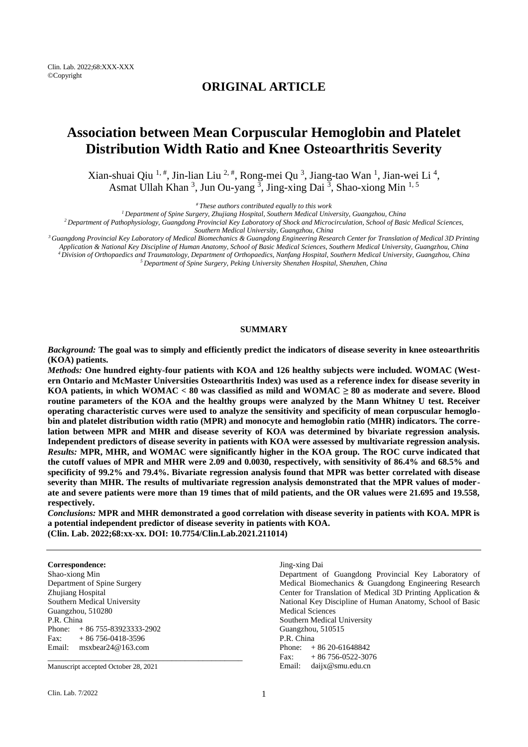## ORIGINAL ARTICLE

# Association between Mean Corpuscular Hemoglobin and Platelet Distribution Width Ratio and Knee Osteoarthritis Severity

Xian-shuai Qiu [1, #], Jin-lian Liu [2, #], Rong-mei Qu [3], Jiang-tao Wan [1], Jian-wei Li [4], Asmat Ullah Khan [3], Jun Ou-yang [3], Jing-xing Dai [3], Shao-xiong Min [1, 5]

*[#] These authors contributed equally to this work*

*[1] Department of Spine Surgery, Zhujiang Hospital, Southern Medical University, Guangzhou, China*

*[2] Department of Pathophysiology, Guangdong Provincial Key Laboratory of Shock and Microcirculation, School of Basic Medical Sciences, Southern Medical University, Guangzhou, China*

*[3] Guangdong Provincial Key Laboratory of Medical Biomechanics & Guangdong Engineering Research Center for Translation of Medical 3D Printing Application & National Key Discipline of Human Anatomy, School of Basic Medical Sciences, Southern Medical University, Guangzhou, China*

*[4] Division of Orthopaedics and Traumatology, Department of Orthopaedics, Nanfang Hospital, Southern Medical University, Guangzhou, China*

*[5] Department of Spine Surgery, Peking University Shenzhen Hospital, Shenzhen, China*

## SUMMARY

***Background:*** **The goal was to simply and efficiently predict the indicators of disease severity in knee osteoarthritis (KOA) patients.**

***Methods:*** **One hundred eighty-four patients with KOA and 126 healthy subjects were included. WOMAC (Western Ontario and McMaster Universities Osteoarthritis Index) was used as a reference index for disease severity in KOA patients, in which WOMAC < 80 was classified as mild and WOMAC ≥ 80 as moderate and severe. Blood routine parameters of the KOA and the healthy groups were analyzed by the Mann Whitney U test. Receiver operating characteristic curves were used to analyze the sensitivity and specificity of mean corpuscular hemoglobin and platelet distribution width ratio (MPR) and monocyte and hemoglobin ratio (MHR) indicators. The correlation between MPR and MHR and disease severity of KOA was determined by bivariate regression analysis. Independent predictors of disease severity in patients with KOA were assessed by multivariate regression analysis.**

***Results:*** **MPR, MHR, and WOMAC were significantly higher in the KOA group. The ROC curve indicated that the cutoff values of MPR and MHR were 2.09 and 0.0030, respectively, with sensitivity of 86.4% and 68.5% and specificity of 99.2% and 79.4%. Bivariate regression analysis found that MPR was better correlated with disease severity than MHR. The results of multivariate regression analysis demonstrated that the MPR values of moderate and severe patients were more than 19 times that of mild patients, and the OR values were 21.695 and 19.558, respectively.**

***Conclusions:*** **MPR and MHR demonstrated a good correlation with disease severity in patients with KOA. MPR is a potential independent predictor of disease severity in patients with KOA.**

**(Clin. Lab. 2022;68:xx-xx. DOI: 10.7754/Clin.Lab.2021.211014)**

---

**Correspondence:**
Shao-xiong Min
Department of Spine Surgery
Zhujiang Hospital
Southern Medical University
Guangzhou, 510280
P.R. China
Phone: + 86 755-83923333-2902
Fax: + 86 756-0418-3596
Email: msxbear24@163.com

Jing-xing Dai
Department of Guangdong Provincial Key Laboratory of Medical Biomechanics & Guangdong Engineering Research Center for Translation of Medical 3D Printing Application & National Key Discipline of Human Anatomy, School of Basic Medical Sciences
Southern Medical University
Guangzhou, 510515
P.R. China
Phone: + 86 20-61648842
Fax: + 86 756-0522-3076
Email: daijx@smu.edu.cn

Manuscript accepted October 28, 2021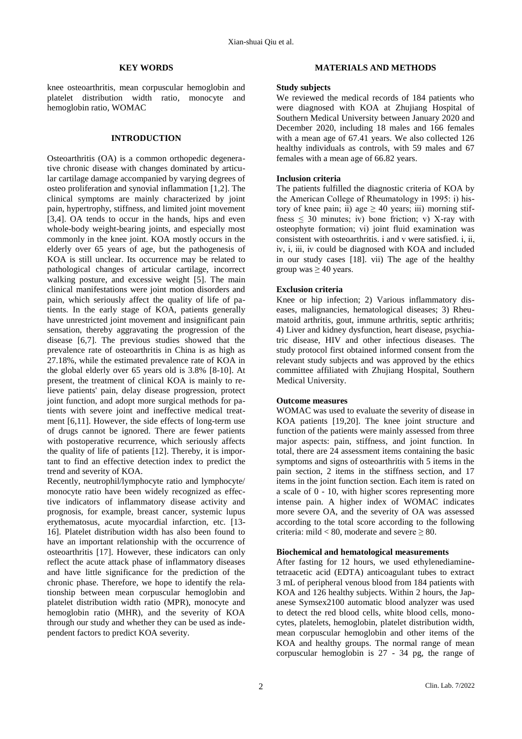## KEY WORDS

knee osteoarthritis, mean corpuscular hemoglobin and platelet distribution width ratio, monocyte and hemoglobin ratio, WOMAC

## INTRODUCTION

Osteoarthritis (OA) is a common orthopedic degenerative chronic disease with changes dominated by articular cartilage damage accompanied by varying degrees of osteo proliferation and synovial inflammation [1,2]. The clinical symptoms are mainly characterized by joint pain, hypertrophy, stiffness, and limited joint movement [3,4]. OA tends to occur in the hands, hips and even whole-body weight-bearing joints, and especially most commonly in the knee joint. KOA mostly occurs in the elderly over 65 years of age, but the pathogenesis of KOA is still unclear. Its occurrence may be related to pathological changes of articular cartilage, incorrect walking posture, and excessive weight [5]. The main clinical manifestations were joint motion disorders and pain, which seriously affect the quality of life of patients. In the early stage of KOA, patients generally have unrestricted joint movement and insignificant pain sensation, thereby aggravating the progression of the disease [6,7]. The previous studies showed that the prevalence rate of osteoarthritis in China is as high as 27.18%, while the estimated prevalence rate of KOA in the global elderly over 65 years old is 3.8% [8-10]. At present, the treatment of clinical KOA is mainly to relieve patients' pain, delay disease progression, protect joint function, and adopt more surgical methods for patients with severe joint and ineffective medical treatment [6,11]. However, the side effects of long-term use of drugs cannot be ignored. There are fewer patients with postoperative recurrence, which seriously affects the quality of life of patients [12]. Thereby, it is important to find an effective detection index to predict the trend and severity of KOA.

Recently, neutrophil/lymphocyte ratio and lymphocyte/monocyte ratio have been widely recognized as effective indicators of inflammatory disease activity and prognosis, for example, breast cancer, systemic lupus erythematosus, acute myocardial infarction, etc. [13-16]. Platelet distribution width has also been found to have an important relationship with the occurrence of osteoarthritis [17]. However, these indicators can only reflect the acute attack phase of inflammatory diseases and have little significance for the prediction of the chronic phase. Therefore, we hope to identify the relationship between mean corpuscular hemoglobin and platelet distribution width ratio (MPR), monocyte and hemoglobin ratio (MHR), and the severity of KOA through our study and whether they can be used as independent factors to predict KOA severity.

## MATERIALS AND METHODS

### Study subjects

We reviewed the medical records of 184 patients who were diagnosed with KOA at Zhujiang Hospital of Southern Medical University between January 2020 and December 2020, including 18 males and 166 females with a mean age of 67.41 years. We also collected 126 healthy individuals as controls, with 59 males and 67 females with a mean age of 66.82 years.

### Inclusion criteria

The patients fulfilled the diagnostic criteria of KOA by the American College of Rheumatology in 1995: i) history of knee pain; ii) age ≥ 40 years; iii) morning stiffness ≤ 30 minutes; iv) bone friction; v) X-ray with osteophyte formation; vi) joint fluid examination was consistent with osteoarthritis. i and v were satisfied. i, ii, iv, i, iii, iv could be diagnosed with KOA and included in our study cases [18]. vii) The age of the healthy group was ≥ 40 years.

### Exclusion criteria

Knee or hip infection; 2) Various inflammatory diseases, malignancies, hematological diseases; 3) Rheumatoid arthritis, gout, immune arthritis, septic arthritis; 4) Liver and kidney dysfunction, heart disease, psychiatric disease, HIV and other infectious diseases. The study protocol first obtained informed consent from the relevant study subjects and was approved by the ethics committee affiliated with Zhujiang Hospital, Southern Medical University.

### Outcome measures

WOMAC was used to evaluate the severity of disease in KOA patients [19,20]. The knee joint structure and function of the patients were mainly assessed from three major aspects: pain, stiffness, and joint function. In total, there are 24 assessment items containing the basic symptoms and signs of osteoarthritis with 5 items in the pain section, 2 items in the stiffness section, and 17 items in the joint function section. Each item is rated on a scale of 0 - 10, with higher scores representing more intense pain. A higher index of WOMAC indicates more severe OA, and the severity of OA was assessed according to the total score according to the following criteria: mild < 80, moderate and severe ≥ 80.

### Biochemical and hematological measurements

After fasting for 12 hours, we used ethylenediaminetetraacetic acid (EDTA) anticoagulant tubes to extract 3 mL of peripheral venous blood from 184 patients with KOA and 126 healthy subjects. Within 2 hours, the Japanese Symsex2100 automatic blood analyzer was used to detect the red blood cells, white blood cells, monocytes, platelets, hemoglobin, platelet distribution width, mean corpuscular hemoglobin and other items of the KOA and healthy groups. The normal range of mean corpuscular hemoglobin is 27 - 34 pg, the range of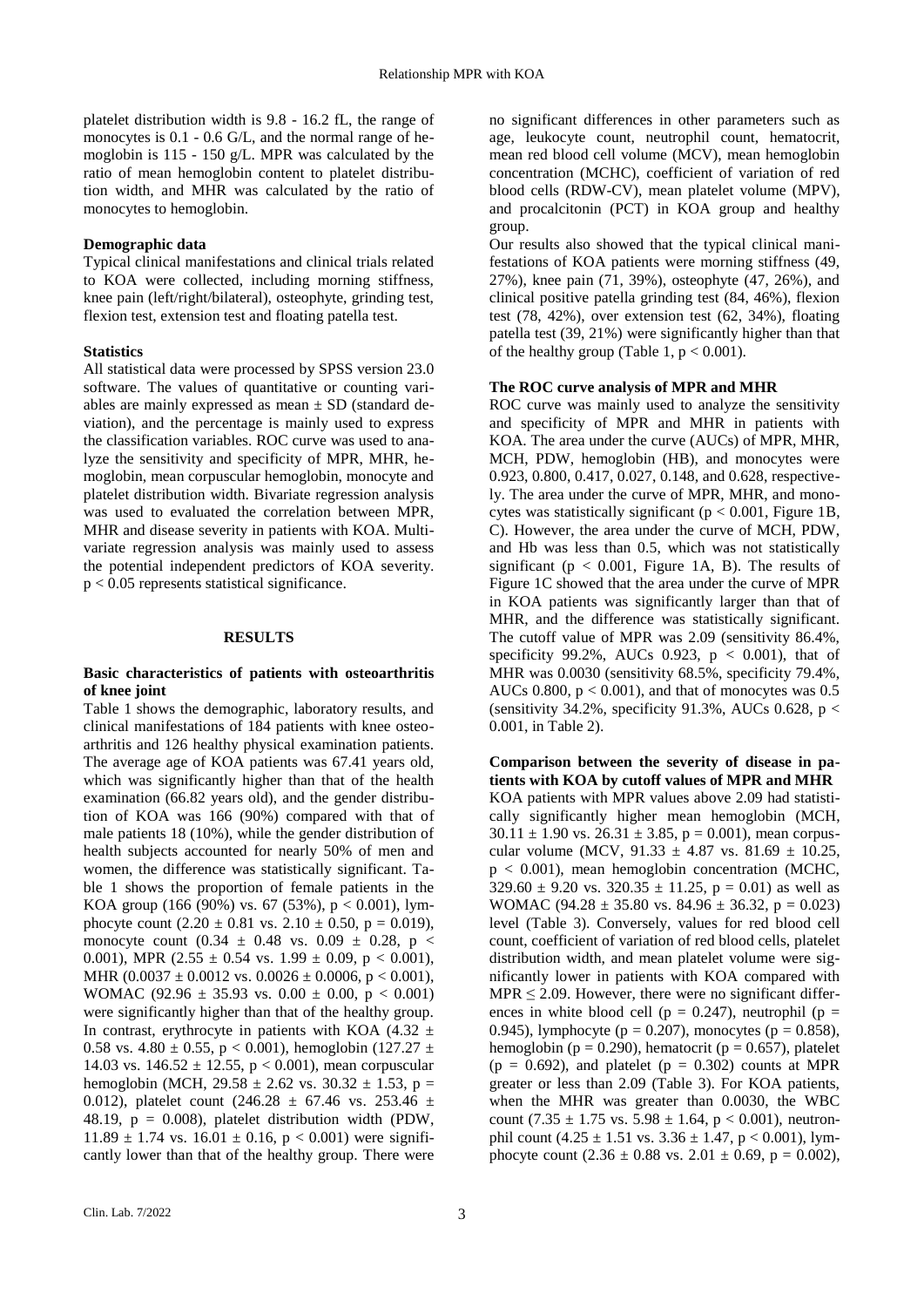platelet distribution width is 9.8 - 16.2 fL, the range of monocytes is 0.1 - 0.6 G/L, and the normal range of hemoglobin is 115 - 150 g/L. MPR was calculated by the ratio of mean hemoglobin content to platelet distribution width, and MHR was calculated by the ratio of monocytes to hemoglobin.

#### Demographic data

Typical clinical manifestations and clinical trials related to KOA were collected, including morning stiffness, knee pain (left/right/bilateral), osteophyte, grinding test, flexion test, extension test and floating patella test.

#### Statistics

All statistical data were processed by SPSS version 23.0 software. The values of quantitative or counting variables are mainly expressed as mean ± SD (standard deviation), and the percentage is mainly used to express the classification variables. ROC curve was used to analyze the sensitivity and specificity of MPR, MHR, hemoglobin, mean corpuscular hemoglobin, monocyte and platelet distribution width. Bivariate regression analysis was used to evaluated the correlation between MPR, MHR and disease severity in patients with KOA. Multivariate regression analysis was mainly used to assess the potential independent predictors of KOA severity. $p < 0.05$ represents statistical significance.

## RESULTS

#### Basic characteristics of patients with osteoarthritis of knee joint

Table 1 shows the demographic, laboratory results, and clinical manifestations of 184 patients with knee osteoarthritis and 126 healthy physical examination patients. The average age of KOA patients was 67.41 years old, which was significantly higher than that of the health examination (66.82 years old), and the gender distribution of KOA was 166 (90%) compared with that of male patients 18 (10%), while the gender distribution of health subjects accounted for nearly 50% of men and women, the difference was statistically significant. Table 1 shows the proportion of female patients in the KOA group (166 (90%) vs. 67 (53%), $p < 0.001$), lymphocyte count (2.20 ± 0.81 vs. 2.10 ± 0.50, $p = 0.019$), monocyte count (0.34 ± 0.48 vs. 0.09 ± 0.28, $p < 0.001$), MPR (2.55 ± 0.54 vs. 1.99 ± 0.09, $p < 0.001$), MHR (0.0037 ± 0.0012 vs. 0.0026 ± 0.0006, $p < 0.001$), WOMAC (92.96 ± 35.93 vs. 0.00 ± 0.00, $p < 0.001$) were significantly higher than that of the healthy group. In contrast, erythrocyte in patients with KOA (4.32 ± 0.58 vs. 4.80 ± 0.55, $p < 0.001$), hemoglobin (127.27 ± 14.03 vs. 146.52 ± 12.55, $p < 0.001$), mean corpuscular hemoglobin (MCH, 29.58 ± 2.62 vs. 30.32 ± 1.53, $p = 0.012$), platelet count (246.28 ± 67.46 vs. 253.46 ± 48.19, $p = 0.008$), platelet distribution width (PDW, 11.89 ± 1.74 vs. 16.01 ± 0.16, $p < 0.001$) were significantly lower than that of the healthy group. There were no significant differences in other parameters such as age, leukocyte count, neutrophil count, hematocrit, mean red blood cell volume (MCV), mean hemoglobin concentration (MCHC), coefficient of variation of red blood cells (RDW-CV), mean platelet volume (MPV), and procalcitonin (PCT) in KOA group and healthy group.

Our results also showed that the typical clinical manifestations of KOA patients were morning stiffness (49, 27%), knee pain (71, 39%), osteophyte (47, 26%), and clinical positive patella grinding test (84, 46%), flexion test (78, 42%), over extension test (62, 34%), floating patella test (39, 21%) were significantly higher than that of the healthy group (Table 1, $p < 0.001$).

#### The ROC curve analysis of MPR and MHR

ROC curve was mainly used to analyze the sensitivity and specificity of MPR and MHR in patients with KOA. The area under the curve (AUCs) of MPR, MHR, MCH, PDW, hemoglobin (HB), and monocytes were 0.923, 0.800, 0.417, 0.027, 0.148, and 0.628, respectively. The area under the curve of MPR, MHR, and monocytes was statistically significant ($p < 0.001$, Figure 1B, C). However, the area under the curve of MCH, PDW, and Hb was less than 0.5, which was not statistically significant ($p < 0.001$, Figure 1A, B). The results of Figure 1C showed that the area under the curve of MPR in KOA patients was significantly larger than that of MHR, and the difference was statistically significant. The cutoff value of MPR was 2.09 (sensitivity 86.4%, specificity 99.2%, AUCs 0.923, $p < 0.001$), that of MHR was 0.0030 (sensitivity 68.5%, specificity 79.4%, AUCs 0.800, $p < 0.001$), and that of monocytes was 0.5 (sensitivity 34.2%, specificity 91.3%, AUCs 0.628, $p < 0.001$, in Table 2).

#### Comparison between the severity of disease in patients with KOA by cutoff values of MPR and MHR

KOA patients with MPR values above 2.09 had statistically significantly higher mean hemoglobin (MCH, 30.11 ± 1.90 vs. 26.31 ± 3.85, $p = 0.001$), mean corpuscular volume (MCV, 91.33 ± 4.87 vs. 81.69 ± 10.25, $p < 0.001$), mean hemoglobin concentration (MCHC, 329.60 ± 9.20 vs. 320.35 ± 11.25, $p = 0.01$) as well as WOMAC (94.28 ± 35.80 vs. 84.96 ± 36.32, $p = 0.023$) level (Table 3). Conversely, values for red blood cell count, coefficient of variation of red blood cells, platelet distribution width, and mean platelet volume were significantly lower in patients with KOA compared with MPR ≤ 2.09. However, there were no significant differences in white blood cell ($p = 0.247$), neutrophil ($p = 0.945$), lymphocyte ($p = 0.207$), monocytes ($p = 0.858$), hemoglobin ($p = 0.290$), hematocrit ($p = 0.657$), platelet ($p = 0.692$), and platelet ($p = 0.302$) counts at MPR greater or less than 2.09 (Table 3). For KOA patients, when the MHR was greater than 0.0030, the WBC count (7.35 ± 1.75 vs. 5.98 ± 1.64, $p < 0.001$), neutronphil count (4.25 ± 1.51 vs. 3.36 ± 1.47, $p < 0.001$), lymphocyte count (2.36 ± 0.88 vs. 2.01 ± 0.69, $p = 0.002$),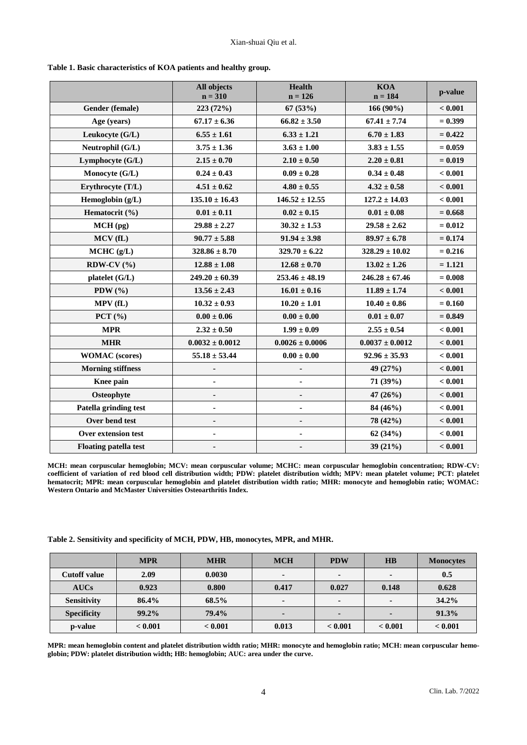**Table 1. Basic characteristics of KOA patients and healthy group.**

| | All objects n = 310 | Health n = 126 | KOA n = 184 | p-value |
|---|---|---|---|---|
| Gender (female) | 223 (72%) | 67 (53%) | 166 (90%) | < 0.001 |
| Age (years) | 67.17 ± 6.36 | 66.82 ± 3.50 | 67.41 ± 7.74 | = 0.399 |
| Leukocyte (G/L) | 6.55 ± 1.61 | 6.33 ± 1.21 | 6.70 ± 1.83 | = 0.422 |
| Neutrophil (G/L) | 3.75 ± 1.36 | 3.63 ± 1.00 | 3.83 ± 1.55 | = 0.059 |
| Lymphocyte (G/L) | 2.15 ± 0.70 | 2.10 ± 0.50 | 2.20 ± 0.81 | = 0.019 |
| Monocyte (G/L) | 0.24 ± 0.43 | 0.09 ± 0.28 | 0.34 ± 0.48 | < 0.001 |
| Erythrocyte (T/L) | 4.51 ± 0.62 | 4.80 ± 0.55 | 4.32 ± 0.58 | < 0.001 |
| Hemoglobin (g/L) | 135.10 ± 16.43 | 146.52 ± 12.55 | 127.2 ± 14.03 | < 0.001 |
| Hematocrit (%) | 0.01 ± 0.11 | 0.02 ± 0.15 | 0.01 ± 0.08 | = 0.668 |
| MCH (pg) | 29.88 ± 2.27 | 30.32 ± 1.53 | 29.58 ± 2.62 | = 0.012 |
| MCV (fL) | 90.77 ± 5.88 | 91.94 ± 3.98 | 89.97 ± 6.78 | = 0.174 |
| MCHC (g/L) | 328.86 ± 8.70 | 329.70 ± 6.22 | 328.29 ± 10.02 | = 0.216 |
| RDW-CV (%) | 12.88 ± 1.08 | 12.68 ± 0.70 | 13.02 ± 1.26 | = 1.121 |
| platelet (G/L) | 249.20 ± 60.39 | 253.46 ± 48.19 | 246.28 ± 67.46 | = 0.008 |
| PDW (%) | 13.56 ± 2.43 | 16.01 ± 0.16 | 11.89 ± 1.74 | < 0.001 |
| MPV (fL) | 10.32 ± 0.93 | 10.20 ± 1.01 | 10.40 ± 0.86 | = 0.160 |
| PCT (%) | 0.00 ± 0.06 | 0.00 ± 0.00 | 0.01 ± 0.07 | = 0.849 |
| MPR | 2.32 ± 0.50 | 1.99 ± 0.09 | 2.55 ± 0.54 | < 0.001 |
| MHR | 0.0032 ± 0.0012 | 0.0026 ± 0.0006 | 0.0037 ± 0.0012 | < 0.001 |
| WOMAC (scores) | 55.18 ± 53.44 | 0.00 ± 0.00 | 92.96 ± 35.93 | < 0.001 |
| Morning stiffness | - | - | 49 (27%) | < 0.001 |
| Knee pain | - | - | 71 (39%) | < 0.001 |
| Osteophyte | - | - | 47 (26%) | < 0.001 |
| Patella grinding test | - | - | 84 (46%) | < 0.001 |
| Over bend test | - | - | 78 (42%) | < 0.001 |
| Over extension test | - | - | 62 (34%) | < 0.001 |
| Floating patella test | - | - | 39 (21%) | < 0.001 |

**MCH: mean corpuscular hemoglobin; MCV: mean corpuscular volume; MCHC: mean corpuscular hemoglobin concentration; RDW-CV: coefficient of variation of red blood cell distribution width; PDW: platelet distribution width; MPV: mean platelet volume; PCT: platelet hematocrit; MPR: mean corpuscular hemoglobin and platelet distribution width ratio; MHR: monocyte and hemoglobin ratio; WOMAC: Western Ontario and McMaster Universities Osteoarthritis Index.**

**Table 2. Sensitivity and specificity of MCH, PDW, HB, monocytes, MPR, and MHR.**

| | MPR | MHR | MCH | PDW | HB | Monocytes |
|---|---|---|---|---|---|---|
| Cutoff value | 2.09 | 0.0030 | - | - | - | 0.5 |
| AUCs | 0.923 | 0.800 | 0.417 | 0.027 | 0.148 | 0.628 |
| Sensitivity | 86.4% | 68.5% | - | - | - | 34.2% |
| Specificity | 99.2% | 79.4% | - | - | - | 91.3% |
| p-value | < 0.001 | < 0.001 | 0.013 | < 0.001 | < 0.001 | < 0.001 |

**MPR: mean hemoglobin content and platelet distribution width ratio; MHR: monocyte and hemoglobin ratio; MCH: mean corpuscular hemoglobin; PDW: platelet distribution width; HB: hemoglobin; AUC: area under the curve.**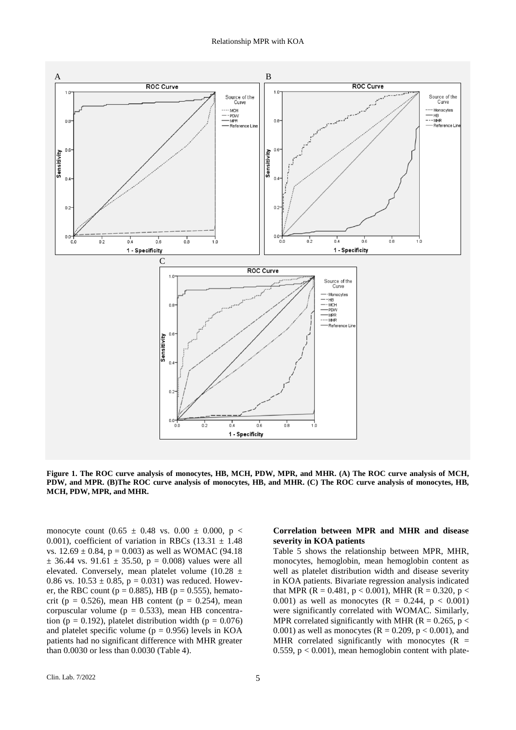**Figure 1. The ROC curve analysis of monocytes, HB, MCH, PDW, MPR, and MHR. (A) The ROC curve analysis of MCH, PDW, and MPR. (B)The ROC curve analysis of monocytes, HB, and MHR. (C) The ROC curve analysis of monocytes, HB, MCH, PDW, MPR, and MHR.**

monocyte count ($0.65 \pm 0.48$ vs. $0.00 \pm 0.000$, $p < 0.001$), coefficient of variation in RBCs ($13.31 \pm 1.48$ vs. $12.69 \pm 0.84$, $p = 0.003$) as well as WOMAC ($94.18 \pm 36.44$ vs. $91.61 \pm 35.50$, $p = 0.008$) values were all elevated. Conversely, mean platelet volume ($10.28 \pm 0.86$ vs. $10.53 \pm 0.85$, $p = 0.031$) was reduced. However, the RBC count ($p = 0.885$), HB ($p = 0.555$), hematocrit ($p = 0.526$), mean HB content ($p = 0.254$), mean corpuscular volume ($p = 0.533$), mean HB concentration ($p = 0.192$), platelet distribution width ($p = 0.076$) and platelet specific volume ($p = 0.956$) levels in KOA patients had no significant difference with MHR greater than 0.0030 or less than 0.0030 (Table 4).

**Correlation between MPR and MHR and disease severity in KOA patients**

Table 5 shows the relationship between MPR, MHR, monocytes, hemoglobin, mean hemoglobin content as well as platelet distribution width and disease severity in KOA patients. Bivariate regression analysis indicated that MPR ($R = 0.481$, $p < 0.001$), MHR ($R = 0.320$, $p < 0.001$) as well as monocytes ($R = 0.244$, $p < 0.001$) were significantly correlated with WOMAC. Similarly, MPR correlated significantly with MHR ($R = 0.265$, $p < 0.001$) as well as monocytes ($R = 0.209$, $p < 0.001$), and MHR correlated significantly with monocytes ($R = 0.559$, $p < 0.001$), mean hemoglobin content with plate-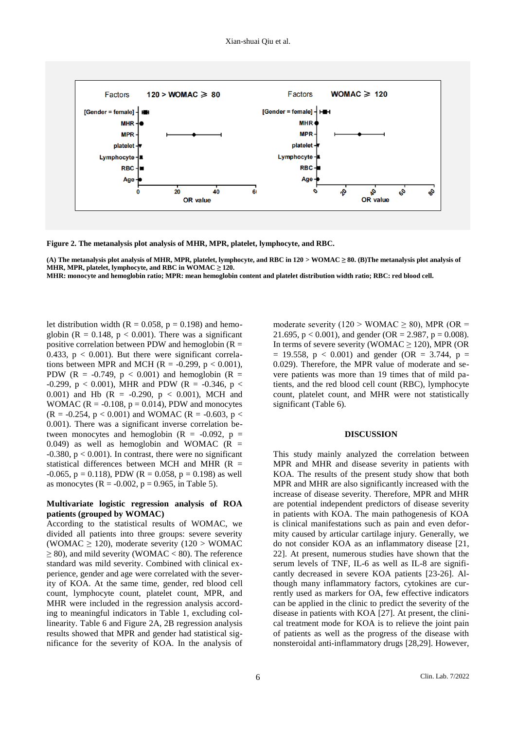**Figure 2. The metanalysis plot analysis of MHR, MPR, platelet, lymphocyte, and RBC.**

**(A) The metanalysis plot analysis of MHR, MPR, platelet, lymphocyte, and RBC in 120 > WOMAC ≥ 80. (B)The metanalysis plot analysis of MHR, MPR, platelet, lymphocyte, and RBC in WOMAC ≥ 120.**
**MHR: monocyte and hemoglobin ratio; MPR: mean hemoglobin content and platelet distribution width ratio; RBC: red blood cell.**

let distribution width ($R = 0.058$, $p = 0.198$) and hemoglobin ($R = 0.148$, $p < 0.001$). There was a significant positive correlation between PDW and hemoglobin ($R = 0.433$, $p < 0.001$). But there were significant correlations between MPR and MCH ($R = -0.299$, $p < 0.001$), PDW ($R = -0.749$, $p < 0.001$) and hemoglobin ($R = -0.299$, $p < 0.001$), MHR and PDW ($R = -0.346$, $p < 0.001$) and Hb ($R = -0.290$, $p < 0.001$), MCH and WOMAC ($R = -0.108$, $p = 0.014$), PDW and monocytes ($R = -0.254$, $p < 0.001$) and WOMAC ($R = -0.603$, $p < 0.001$). There was a significant inverse correlation between monocytes and hemoglobin ($R = -0.092$, $p = 0.049$) as well as hemoglobin and WOMAC ($R = -0.380$, $p < 0.001$). In contrast, there were no significant statistical differences between MCH and MHR ($R = -0.065$, $p = 0.118$), PDW ($R = 0.058$, $p = 0.198$) as well as monocytes ($R = -0.002$, $p = 0.965$, in Table 5).

### Multivariate logistic regression analysis of ROA patients (grouped by WOMAC)

According to the statistical results of WOMAC, we divided all patients into three groups: severe severity (WOMAC ≥ 120), moderate severity (120 > WOMAC ≥ 80), and mild severity (WOMAC < 80). The reference standard was mild severity. Combined with clinical experience, gender and age were correlated with the severity of KOA. At the same time, gender, red blood cell count, lymphocyte count, platelet count, MPR, and MHR were included in the regression analysis according to meaningful indicators in Table 1, excluding collinearity. Table 6 and Figure 2A, 2B regression analysis results showed that MPR and gender had statistical significance for the severity of KOA. In the analysis of moderate severity (120 > WOMAC ≥ 80), MPR (OR = 21.695, $p < 0.001$), and gender (OR = 2.987, $p = 0.008$). In terms of severe severity (WOMAC ≥ 120), MPR (OR = 19.558, $p < 0.001$) and gender (OR = 3.744, $p = 0.029$). Therefore, the MPR value of moderate and severe patients was more than 19 times that of mild patients, and the red blood cell count (RBC), lymphocyte count, platelet count, and MHR were not statistically significant (Table 6).

## DISCUSSION

This study mainly analyzed the correlation between MPR and MHR and disease severity in patients with KOA. The results of the present study show that both MPR and MHR are also significantly increased with the increase of disease severity. Therefore, MPR and MHR are potential independent predictors of disease severity in patients with KOA. The main pathogenesis of KOA is clinical manifestations such as pain and even deformity caused by articular cartilage injury. Generally, we do not consider KOA as an inflammatory disease [21, 22]. At present, numerous studies have shown that the serum levels of TNF, IL-6 as well as IL-8 are significantly decreased in severe KOA patients [23-26]. Although many inflammatory factors, cytokines are currently used as markers for OA, few effective indicators can be applied in the clinic to predict the severity of the disease in patients with KOA [27]. At present, the clinical treatment mode for KOA is to relieve the joint pain of patients as well as the progress of the disease with nonsteroidal anti-inflammatory drugs [28,29]. However,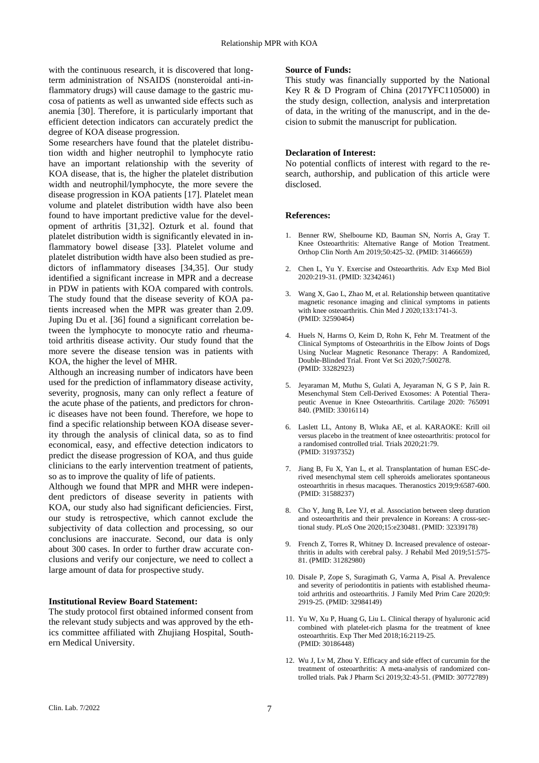with the continuous research, it is discovered that long-term administration of NSAIDS (nonsteroidal anti-inflammatory drugs) will cause damage to the gastric mucosa of patients as well as unwanted side effects such as anemia [30]. Therefore, it is particularly important that efficient detection indicators can accurately predict the degree of KOA disease progression.

Some researchers have found that the platelet distribution width and higher neutrophil to lymphocyte ratio have an important relationship with the severity of KOA disease, that is, the higher the platelet distribution width and neutrophil/lymphocyte, the more severe the disease progression in KOA patients [17]. Platelet mean volume and platelet distribution width have also been found to have important predictive value for the development of arthritis [31,32]. Ozturk et al. found that platelet distribution width is significantly elevated in inflammatory bowel disease [33]. Platelet volume and platelet distribution width have also been studied as predictors of inflammatory diseases [34,35]. Our study identified a significant increase in MPR and a decrease in PDW in patients with KOA compared with controls. The study found that the disease severity of KOA patients increased when the MPR was greater than 2.09. Juping Du et al. [36] found a significant correlation between the lymphocyte to monocyte ratio and rheumatoid arthritis disease activity. Our study found that the more severe the disease tension was in patients with KOA, the higher the level of MHR.

Although an increasing number of indicators have been used for the prediction of inflammatory disease activity, severity, prognosis, many can only reflect a feature of the acute phase of the patients, and predictors for chronic diseases have not been found. Therefore, we hope to find a specific relationship between KOA disease severity through the analysis of clinical data, so as to find economical, easy, and effective detection indicators to predict the disease progression of KOA, and thus guide clinicians to the early intervention treatment of patients, so as to improve the quality of life of patients.

Although we found that MPR and MHR were independent predictors of disease severity in patients with KOA, our study also had significant deficiencies. First, our study is retrospective, which cannot exclude the subjectivity of data collection and processing, so our conclusions are inaccurate. Second, our data is only about 300 cases. In order to further draw accurate conclusions and verify our conjecture, we need to collect a large amount of data for prospective study.

**Institutional Review Board Statement:**

The study protocol first obtained informed consent from the relevant study subjects and was approved by the ethics committee affiliated with Zhujiang Hospital, Southern Medical University.

**Source of Funds:**

This study was financially supported by the National Key R & D Program of China (2017YFC1105000) in the study design, collection, analysis and interpretation of data, in the writing of the manuscript, and in the decision to submit the manuscript for publication.

**Declaration of Interest:**

No potential conflicts of interest with regard to the research, authorship, and publication of this article were disclosed.

**References:**

1. Benner RW, Shelbourne KD, Bauman SN, Norris A, Gray T. Knee Osteoarthritis: Alternative Range of Motion Treatment. Orthop Clin North Am 2019;50:425-32. (PMID: 31466659)
2. Chen L, Yu Y. Exercise and Osteoarthritis. Adv Exp Med Biol 2020:219-31. (PMID: 32342461)
3. Wang X, Gao L, Zhao M, et al. Relationship between quantitative magnetic resonance imaging and clinical symptoms in patients with knee osteoarthritis. Chin Med J 2020;133:1741-3. (PMID: 32590464)
4. Huels N, Harms O, Keim D, Rohn K, Fehr M. Treatment of the Clinical Symptoms of Osteoarthritis in the Elbow Joints of Dogs Using Nuclear Magnetic Resonance Therapy: A Randomized, Double-Blinded Trial. Front Vet Sci 2020;7:500278. (PMID: 33282923)
5. Jeyaraman M, Muthu S, Gulati A, Jeyaraman N, G S P, Jain R. Mesenchymal Stem Cell-Derived Exosomes: A Potential Therapeutic Avenue in Knee Osteoarthritis. Cartilage 2020: 765091 840. (PMID: 33016114)
6. Laslett LL, Antony B, Wluka AE, et al. KARAOKE: Krill oil versus placebo in the treatment of knee osteoarthritis: protocol for a randomised controlled trial. Trials 2020;21:79. (PMID: 31937352)
7. Jiang B, Fu X, Yan L, et al. Transplantation of human ESC-derived mesenchymal stem cell spheroids ameliorates spontaneous osteoarthritis in rhesus macaques. Theranostics 2019;9:6587-600. (PMID: 31588237)
8. Cho Y, Jung B, Lee YJ, et al. Association between sleep duration and osteoarthritis and their prevalence in Koreans: A cross-sectional study. PLoS One 2020;15:e230481. (PMID: 32339178)
9. French Z, Torres R, Whitney D. Increased prevalence of osteoarthritis in adults with cerebral palsy. J Rehabil Med 2019;51:575-81. (PMID: 31282980)
10. Disale P, Zope S, Suragimath G, Varma A, Pisal A. Prevalence and severity of periodontitis in patients with established rheumatoid arthritis and osteoarthritis. J Family Med Prim Care 2020;9: 2919-25. (PMID: 32984149)
11. Yu W, Xu P, Huang G, Liu L. Clinical therapy of hyaluronic acid combined with platelet-rich plasma for the treatment of knee osteoarthritis. Exp Ther Med 2018;16:2119-25. (PMID: 30186448)
12. Wu J, Lv M, Zhou Y. Efficacy and side effect of curcumin for the treatment of osteoarthritis: A meta-analysis of randomized controlled trials. Pak J Pharm Sci 2019;32:43-51. (PMID: 30772789)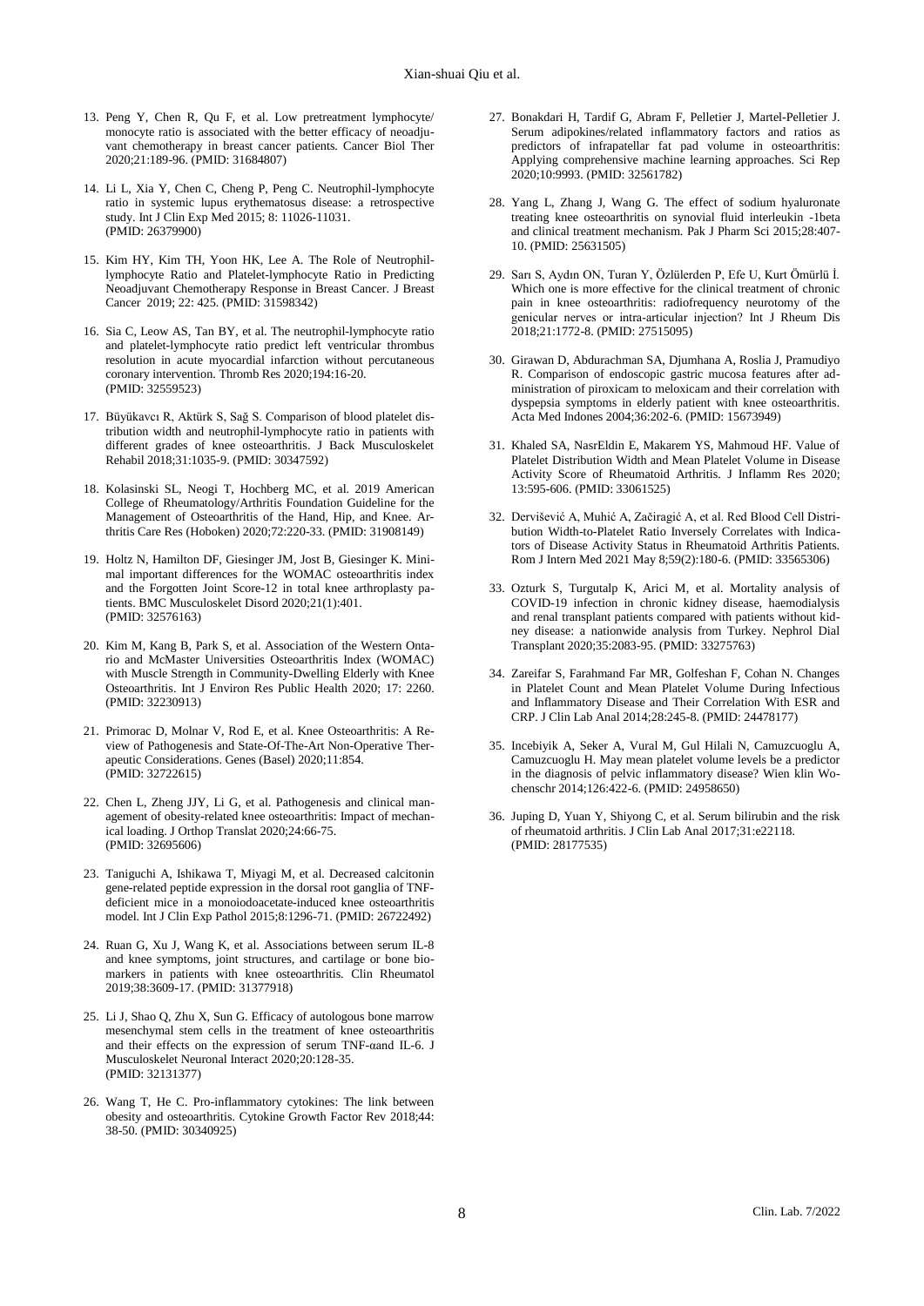13. Peng Y, Chen R, Qu F, et al. Low pretreatment lymphocyte/monocyte ratio is associated with the better efficacy of neoadjuvant chemotherapy in breast cancer patients. Cancer Biol Ther 2020;21:189-96. (PMID: 31684807)

14. Li L, Xia Y, Chen C, Cheng P, Peng C. Neutrophil-lymphocyte ratio in systemic lupus erythematosus disease: a retrospective study. Int J Clin Exp Med 2015; 8: 11026-11031. (PMID: 26379900)

15. Kim HY, Kim TH, Yoon HK, Lee A. The Role of Neutrophil-lymphocyte Ratio and Platelet-lymphocyte Ratio in Predicting Neoadjuvant Chemotherapy Response in Breast Cancer. J Breast Cancer 2019; 22: 425. (PMID: 31598342)

16. Sia C, Leow AS, Tan BY, et al. The neutrophil-lymphocyte ratio and platelet-lymphocyte ratio predict left ventricular thrombus resolution in acute myocardial infarction without percutaneous coronary intervention. Thromb Res 2020;194:16-20. (PMID: 32559523)

17. Büyükavcı R, Aktürk S, Sağ S. Comparison of blood platelet distribution width and neutrophil-lymphocyte ratio in patients with different grades of knee osteoarthritis. J Back Musculoskelet Rehabil 2018;31:1035-9. (PMID: 30347592)

18. Kolasinski SL, Neogi T, Hochberg MC, et al. 2019 American College of Rheumatology/Arthritis Foundation Guideline for the Management of Osteoarthritis of the Hand, Hip, and Knee. Arthritis Care Res (Hoboken) 2020;72:220-33. (PMID: 31908149)

19. Holtz N, Hamilton DF, Giesinger JM, Jost B, Giesinger K. Minimal important differences for the WOMAC osteoarthritis index and the Forgotten Joint Score-12 in total knee arthroplasty patients. BMC Musculoskelet Disord 2020;21(1):401. (PMID: 32576163)

20. Kim M, Kang B, Park S, et al. Association of the Western Ontario and McMaster Universities Osteoarthritis Index (WOMAC) with Muscle Strength in Community-Dwelling Elderly with Knee Osteoarthritis. Int J Environ Res Public Health 2020; 17: 2260. (PMID: 32230913)

21. Primorac D, Molnar V, Rod E, et al. Knee Osteoarthritis: A Review of Pathogenesis and State-Of-The-Art Non-Operative Therapeutic Considerations. Genes (Basel) 2020;11:854. (PMID: 32722615)

22. Chen L, Zheng JJY, Li G, et al. Pathogenesis and clinical management of obesity-related knee osteoarthritis: Impact of mechanical loading. J Orthop Translat 2020;24:66-75. (PMID: 32695606)

23. Taniguchi A, Ishikawa T, Miyagi M, et al. Decreased calcitonin gene-related peptide expression in the dorsal root ganglia of TNF-deficient mice in a monoiodoacetate-induced knee osteoarthritis model. Int J Clin Exp Pathol 2015;8:1296-71. (PMID: 26722492)

24. Ruan G, Xu J, Wang K, et al. Associations between serum IL-8 and knee symptoms, joint structures, and cartilage or bone biomarkers in patients with knee osteoarthritis. Clin Rheumatol 2019;38:3609-17. (PMID: 31377918)

25. Li J, Shao Q, Zhu X, Sun G. Efficacy of autologous bone marrow mesenchymal stem cells in the treatment of knee osteoarthritis and their effects on the expression of serum TNF-αand IL-6. J Musculoskelet Neuronal Interact 2020;20:128-35. (PMID: 32131377)

26. Wang T, He C. Pro-inflammatory cytokines: The link between obesity and osteoarthritis. Cytokine Growth Factor Rev 2018;44: 38-50. (PMID: 30340925)

27. Bonakdari H, Tardif G, Abram F, Pelletier J, Martel-Pelletier J. Serum adipokines/related inflammatory factors and ratios as predictors of infrapatellar fat pad volume in osteoarthritis: Applying comprehensive machine learning approaches. Sci Rep 2020;10:9993. (PMID: 32561782)

28. Yang L, Zhang J, Wang G. The effect of sodium hyaluronate treating knee osteoarthritis on synovial fluid interleukin -1beta and clinical treatment mechanism. Pak J Pharm Sci 2015;28:407-10. (PMID: 25631505)

29. Sarı S, Aydın ON, Turan Y, Özlülerden P, Efe U, Kurt Ömürlü İ. Which one is more effective for the clinical treatment of chronic pain in knee osteoarthritis: radiofrequency neurotomy of the genicular nerves or intra-articular injection? Int J Rheum Dis 2018;21:1772-8. (PMID: 27515095)

30. Girawan D, Abdurachman SA, Djumhana A, Roslia J, Pramudiyo R. Comparison of endoscopic gastric mucosa features after administration of piroxicam to meloxicam and their correlation with dyspepsia symptoms in elderly patient with knee osteoarthritis. Acta Med Indones 2004;36:202-6. (PMID: 15673949)

31. Khaled SA, NasrEldin E, Makarem YS, Mahmoud HF. Value of Platelet Distribution Width and Mean Platelet Volume in Disease Activity Score of Rheumatoid Arthritis. J Inflamm Res 2020; 13:595-606. (PMID: 33061525)

32. Dervišević A, Muhić A, Začiragić A, et al. Red Blood Cell Distribution Width-to-Platelet Ratio Inversely Correlates with Indicators of Disease Activity Status in Rheumatoid Arthritis Patients. Rom J Intern Med 2021 May 8;59(2):180-6. (PMID: 33565306)

33. Ozturk S, Turgutalp K, Arici M, et al. Mortality analysis of COVID-19 infection in chronic kidney disease, haemodialysis and renal transplant patients compared with patients without kidney disease: a nationwide analysis from Turkey. Nephrol Dial Transplant 2020;35:2083-95. (PMID: 33275763)

34. Zareifar S, Farahmand Far MR, Golfeshan F, Cohan N. Changes in Platelet Count and Mean Platelet Volume During Infectious and Inflammatory Disease and Their Correlation With ESR and CRP. J Clin Lab Anal 2014;28:245-8. (PMID: 24478177)

35. Incebiyik A, Seker A, Vural M, Gul Hilali N, Camuzcuoglu A, Camuzcuoglu H. May mean platelet volume levels be a predictor in the diagnosis of pelvic inflammatory disease? Wien klin Wochenschr 2014;126:422-6. (PMID: 24958650)

36. Juping D, Yuan Y, Shiyong C, et al. Serum bilirubin and the risk of rheumatoid arthritis. J Clin Lab Anal 2017;31:e22118. (PMID: 28177535)